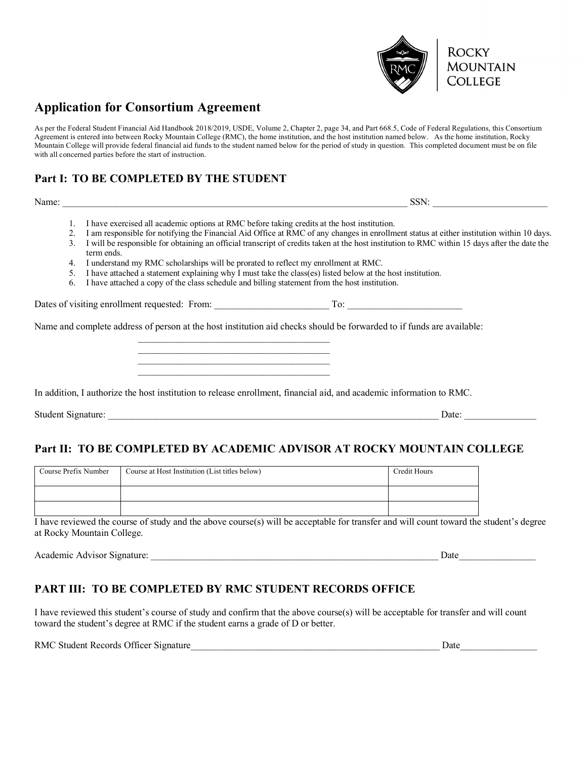Rocky Mountain College

# Application for Consortium Agreement

As per the Federal Student Financial Aid Handbook 2018/2019, USDE, Volume 2, Chapter 2, page 34, and Part 668.5, Code of Federal Regulations, this Consortium Agreement is entered into between Rocky Mountain College (RMC), the home institution, and the host institution named below. As the home institution, Rocky Mountain College will provide federal financial aid funds to the student named below for the period of study in question. This completed document must be on file with all concerned parties before the start of instruction.

## Part I: TO BE COMPLETED BY THE STUDENT

Name: ___________________________________________________________________________ SSN: ________________________

1. I have exercised all academic options at RMC before taking credits at the host institution.
2. I am responsible for notifying the Financial Aid Office at RMC of any changes in enrollment status at either institution within 10 days.
3. I will be responsible for obtaining an official transcript of credits taken at the host institution to RMC within 15 days after the date the term ends.
4. I understand my RMC scholarships will be prorated to reflect my enrollment at RMC.
5. I have attached a statement explaining why I must take the class(es) listed below at the host institution.
6. I have attached a copy of the class schedule and billing statement from the host institution.

Dates of visiting enrollment requested: From: ________________________ To: ________________________

Name and complete address of person at the host institution aid checks should be forwarded to if funds are available:

__________________________________________
__________________________________________
__________________________________________
__________________________________________

In addition, I authorize the host institution to release enrollment, financial aid, and academic information to RMC.

Student Signature: ________________________________________________________________________ Date: _______________

## Part II: TO BE COMPLETED BY ACADEMIC ADVISOR AT ROCKY MOUNTAIN COLLEGE

| Course Prefix Number | Course at Host Institution (List titles below) | Credit Hours |
|---|---|---|
| | | |
| | | |

I have reviewed the course of study and the above course(s) will be acceptable for transfer and will count toward the student's degree at Rocky Mountain College.

Academic Advisor Signature: ______________________________________________________________ Date________________

## PART III: TO BE COMPLETED BY RMC STUDENT RECORDS OFFICE

I have reviewed this student's course of study and confirm that the above course(s) will be acceptable for transfer and will count toward the student's degree at RMC if the student earns a grade of D or better.

RMC Student Records Officer Signature______________________________________________________ Date________________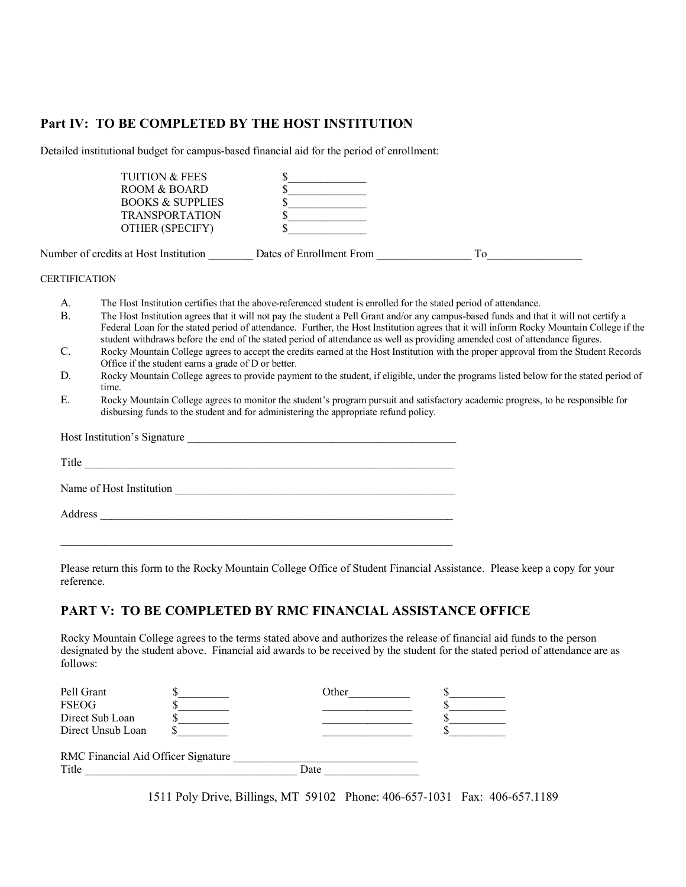## Part IV: TO BE COMPLETED BY THE HOST INSTITUTION

Detailed institutional budget for campus-based financial aid for the period of enrollment:

| | |
|---|---|
| TUITION & FEES | $_____________ |
| ROOM & BOARD | $_____________ |
| BOOKS & SUPPLIES | $_____________ |
| TRANSPORTATION | $_____________ |
| OTHER (SPECIFY) | $_____________ |

Number of credits at Host Institution ________ Dates of Enrollment From ________________ To________________

CERTIFICATION

A. The Host Institution certifies that the above-referenced student is enrolled for the stated period of attendance.

B. The Host Institution agrees that it will not pay the student a Pell Grant and/or any campus-based funds and that it will not certify a Federal Loan for the stated period of attendance. Further, the Host Institution agrees that it will inform Rocky Mountain College if the student withdraws before the end of the stated period of attendance as well as providing amended cost of attendance figures.

C. Rocky Mountain College agrees to accept the credits earned at the Host Institution with the proper approval from the Student Records Office if the student earns a grade of D or better.

D. Rocky Mountain College agrees to provide payment to the student, if eligible, under the programs listed below for the stated period of time.

E. Rocky Mountain College agrees to monitor the student's program pursuit and satisfactory academic progress, to be responsible for disbursing funds to the student and for administering the appropriate refund policy.

Host Institution's Signature ________________________________________________

Title ________________________________________________________________

Name of Host Institution __________________________________________________

Address _____________________________________________________________

_____________________________________________________________________

Please return this form to the Rocky Mountain College Office of Student Financial Assistance. Please keep a copy for your reference.

## PART V: TO BE COMPLETED BY RMC FINANCIAL ASSISTANCE OFFICE

Rocky Mountain College agrees to the terms stated above and authorizes the release of financial aid funds to the person designated by the student above. Financial aid awards to be received by the student for the stated period of attendance are as follows:

| | | | |
|---|---|---|---|
| Pell Grant | $________ | Other__________ | $_________ |
| FSEOG | $________ | _______________ | $_________ |
| Direct Sub Loan | $________ | _______________ | $_________ |
| Direct Unsub Loan | $________ | _______________ | $_________ |

RMC Financial Aid Officer Signature ________________________________

Title ____________________________________ Date ________________

1511 Poly Drive, Billings, MT 59102 Phone: 406-657-1031 Fax: 406-657.1189